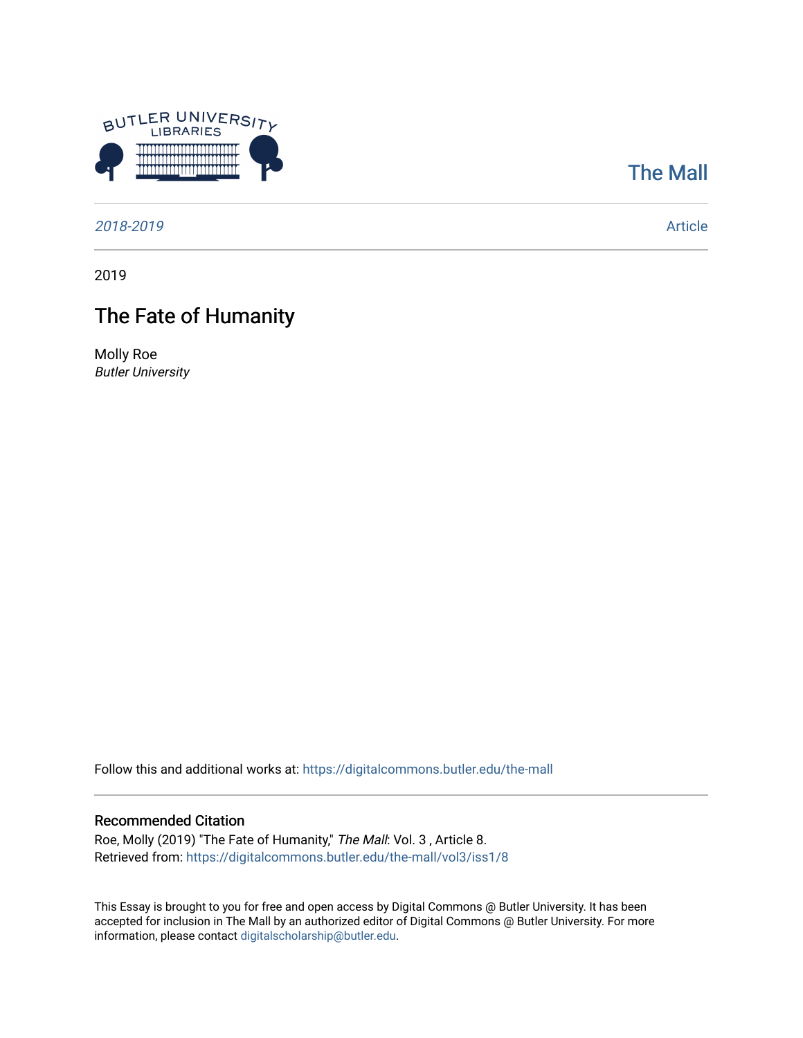The Mall

*2018-2019*

Article

2019

# The Fate of Humanity

Molly Roe
*Butler University*

Follow this and additional works at: https://digitalcommons.butler.edu/the-mall

### Recommended Citation

Roe, Molly (2019) "The Fate of Humanity," *The Mall*: Vol. 3 , Article 8.
Retrieved from: https://digitalcommons.butler.edu/the-mall/vol3/iss1/8

This Essay is brought to you for free and open access by Digital Commons @ Butler University. It has been accepted for inclusion in The Mall by an authorized editor of Digital Commons @ Butler University. For more information, please contact digitalscholarship@butler.edu.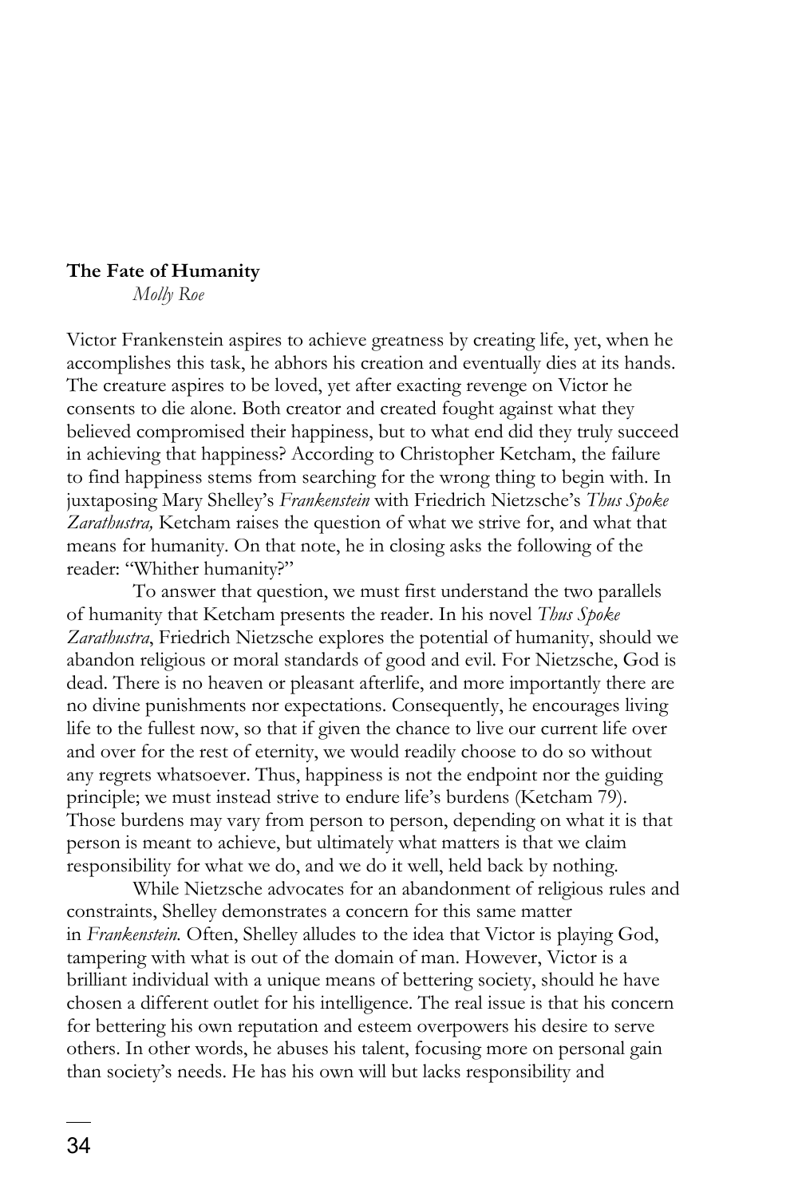**The Fate of Humanity**

*Molly Roe*

Victor Frankenstein aspires to achieve greatness by creating life, yet, when he accomplishes this task, he abhors his creation and eventually dies at its hands. The creature aspires to be loved, yet after exacting revenge on Victor he consents to die alone. Both creator and created fought against what they believed compromised their happiness, but to what end did they truly succeed in achieving that happiness? According to Christopher Ketcham, the failure to find happiness stems from searching for the wrong thing to begin with. In juxtaposing Mary Shelley's *Frankenstein* with Friedrich Nietzsche's *Thus Spoke Zarathustra,* Ketcham raises the question of what we strive for, and what that means for humanity. On that note, he in closing asks the following of the reader: "Whither humanity?"

To answer that question, we must first understand the two parallels of humanity that Ketcham presents the reader. In his novel *Thus Spoke Zarathustra*, Friedrich Nietzsche explores the potential of humanity, should we abandon religious or moral standards of good and evil. For Nietzsche, God is dead. There is no heaven or pleasant afterlife, and more importantly there are no divine punishments nor expectations. Consequently, he encourages living life to the fullest now, so that if given the chance to live our current life over and over for the rest of eternity, we would readily choose to do so without any regrets whatsoever. Thus, happiness is not the endpoint nor the guiding principle; we must instead strive to endure life's burdens (Ketcham 79). Those burdens may vary from person to person, depending on what it is that person is meant to achieve, but ultimately what matters is that we claim responsibility for what we do, and we do it well, held back by nothing.

While Nietzsche advocates for an abandonment of religious rules and constraints, Shelley demonstrates a concern for this same matter in *Frankenstein.* Often, Shelley alludes to the idea that Victor is playing God, tampering with what is out of the domain of man. However, Victor is a brilliant individual with a unique means of bettering society, should he have chosen a different outlet for his intelligence. The real issue is that his concern for bettering his own reputation and esteem overpowers his desire to serve others. In other words, he abuses his talent, focusing more on personal gain than society's needs. He has his own will but lacks responsibility and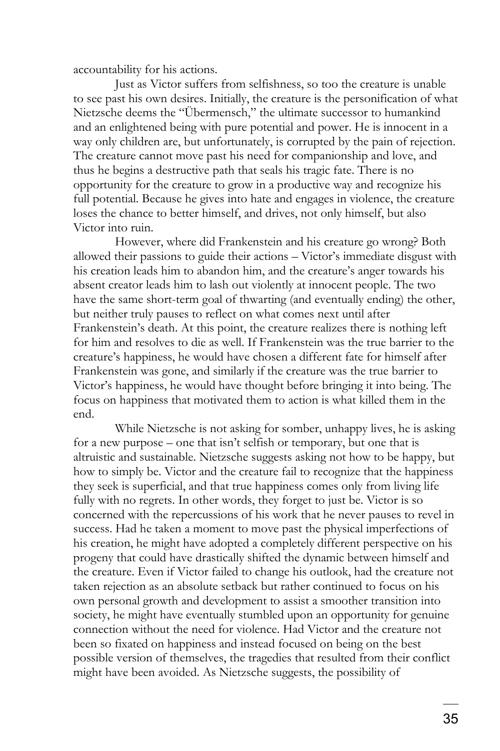accountability for his actions.

Just as Victor suffers from selfishness, so too the creature is unable to see past his own desires. Initially, the creature is the personification of what Nietzsche deems the "Übermensch," the ultimate successor to humankind and an enlightened being with pure potential and power. He is innocent in a way only children are, but unfortunately, is corrupted by the pain of rejection. The creature cannot move past his need for companionship and love, and thus he begins a destructive path that seals his tragic fate. There is no opportunity for the creature to grow in a productive way and recognize his full potential. Because he gives into hate and engages in violence, the creature loses the chance to better himself, and drives, not only himself, but also Victor into ruin.

However, where did Frankenstein and his creature go wrong? Both allowed their passions to guide their actions – Victor's immediate disgust with his creation leads him to abandon him, and the creature's anger towards his absent creator leads him to lash out violently at innocent people. The two have the same short-term goal of thwarting (and eventually ending) the other, but neither truly pauses to reflect on what comes next until after Frankenstein's death. At this point, the creature realizes there is nothing left for him and resolves to die as well. If Frankenstein was the true barrier to the creature's happiness, he would have chosen a different fate for himself after Frankenstein was gone, and similarly if the creature was the true barrier to Victor's happiness, he would have thought before bringing it into being. The focus on happiness that motivated them to action is what killed them in the end.

While Nietzsche is not asking for somber, unhappy lives, he is asking for a new purpose – one that isn't selfish or temporary, but one that is altruistic and sustainable. Nietzsche suggests asking not how to be happy, but how to simply be. Victor and the creature fail to recognize that the happiness they seek is superficial, and that true happiness comes only from living life fully with no regrets. In other words, they forget to just be. Victor is so concerned with the repercussions of his work that he never pauses to revel in success. Had he taken a moment to move past the physical imperfections of his creation, he might have adopted a completely different perspective on his progeny that could have drastically shifted the dynamic between himself and the creature. Even if Victor failed to change his outlook, had the creature not taken rejection as an absolute setback but rather continued to focus on his own personal growth and development to assist a smoother transition into society, he might have eventually stumbled upon an opportunity for genuine connection without the need for violence. Had Victor and the creature not been so fixated on happiness and instead focused on being on the best possible version of themselves, the tragedies that resulted from their conflict might have been avoided. As Nietzsche suggests, the possibility of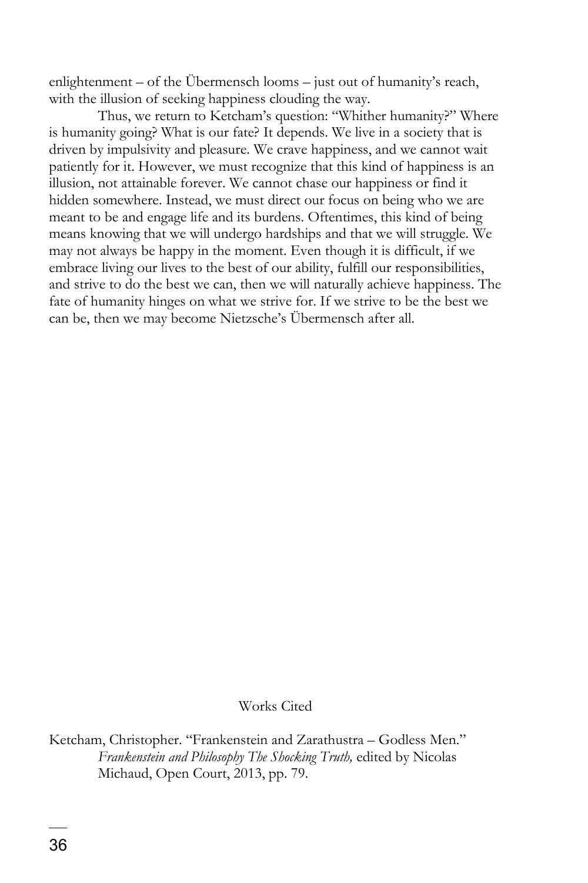enlightenment – of the Übermensch looms – just out of humanity's reach, with the illusion of seeking happiness clouding the way.

Thus, we return to Ketcham's question: "Whither humanity?" Where is humanity going? What is our fate? It depends. We live in a society that is driven by impulsivity and pleasure. We crave happiness, and we cannot wait patiently for it. However, we must recognize that this kind of happiness is an illusion, not attainable forever. We cannot chase our happiness or find it hidden somewhere. Instead, we must direct our focus on being who we are meant to be and engage life and its burdens. Oftentimes, this kind of being means knowing that we will undergo hardships and that we will struggle. We may not always be happy in the moment. Even though it is difficult, if we embrace living our lives to the best of our ability, fulfill our responsibilities, and strive to do the best we can, then we will naturally achieve happiness. The fate of humanity hinges on what we strive for. If we strive to be the best we can be, then we may become Nietzsche's Übermensch after all.

## Works Cited

Ketcham, Christopher. "Frankenstein and Zarathustra – Godless Men." *Frankenstein and Philosophy The Shocking Truth,* edited by Nicolas Michaud, Open Court, 2013, pp. 79.